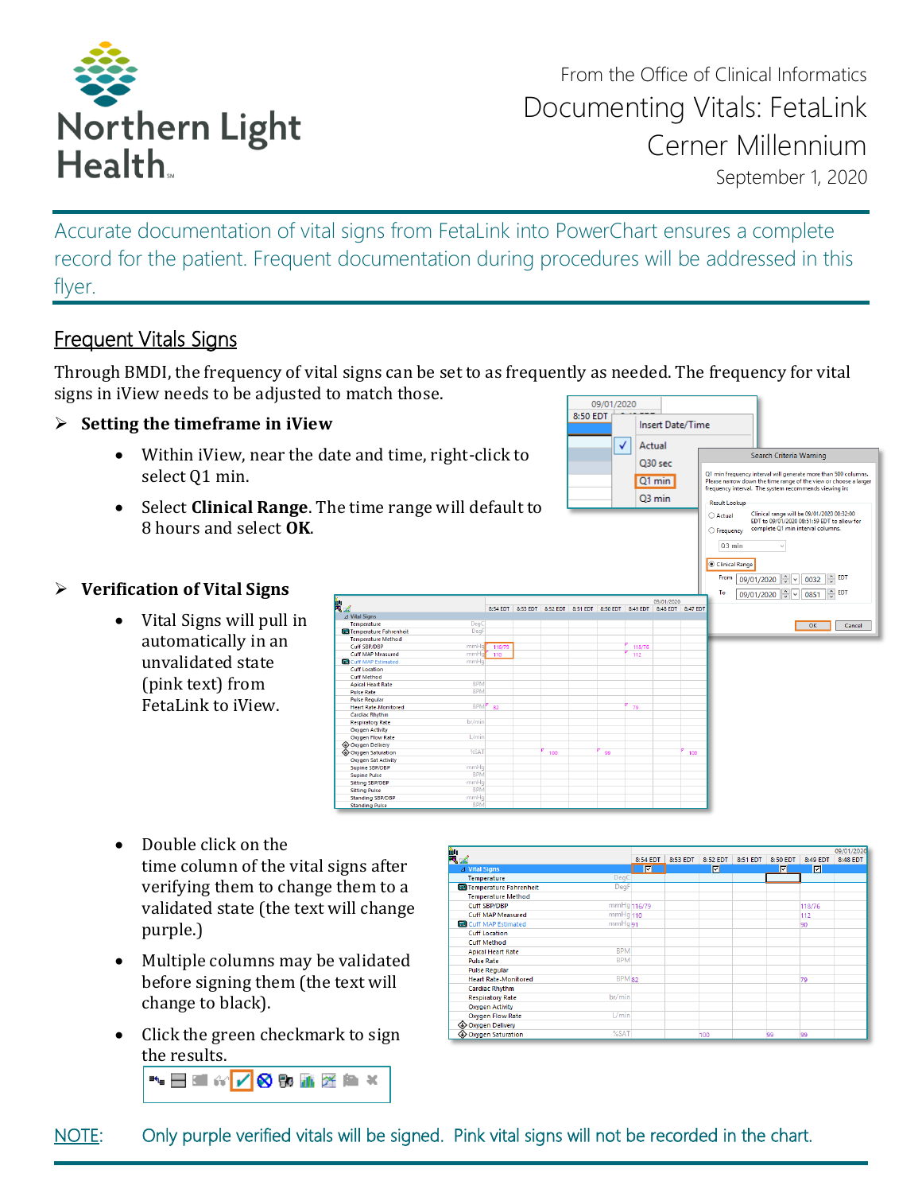Northern Light Health

From the Office of Clinical Informatics

# Documenting Vitals: FetaLink Cerner Millennium

September 1, 2020

Accurate documentation of vital signs from FetaLink into PowerChart ensures a complete record for the patient. Frequent documentation during procedures will be addressed in this flyer.

## Frequent Vitals Signs

Through BMDI, the frequency of vital signs can be set to as frequently as needed. The frequency for vital signs in iView needs to be adjusted to match those.

- **Setting the timeframe in iView**
  - Within iView, near the date and time, right-click to select Q1 min.
  - Select **Clinical Range**. The time range will default to 8 hours and select **OK**.

- **Verification of Vital Signs**
  - Vital Signs will pull in automatically in an unvalidated state (pink text) from FetaLink to iView.
  - Double click on the time column of the vital signs after verifying them to change them to a validated state (the text will change purple.)
  - Multiple columns may be validated before signing them (the text will change to black).
  - Click the green checkmark to sign the results.

NOTE: Only purple verified vitals will be signed. Pink vital signs will not be recorded in the chart.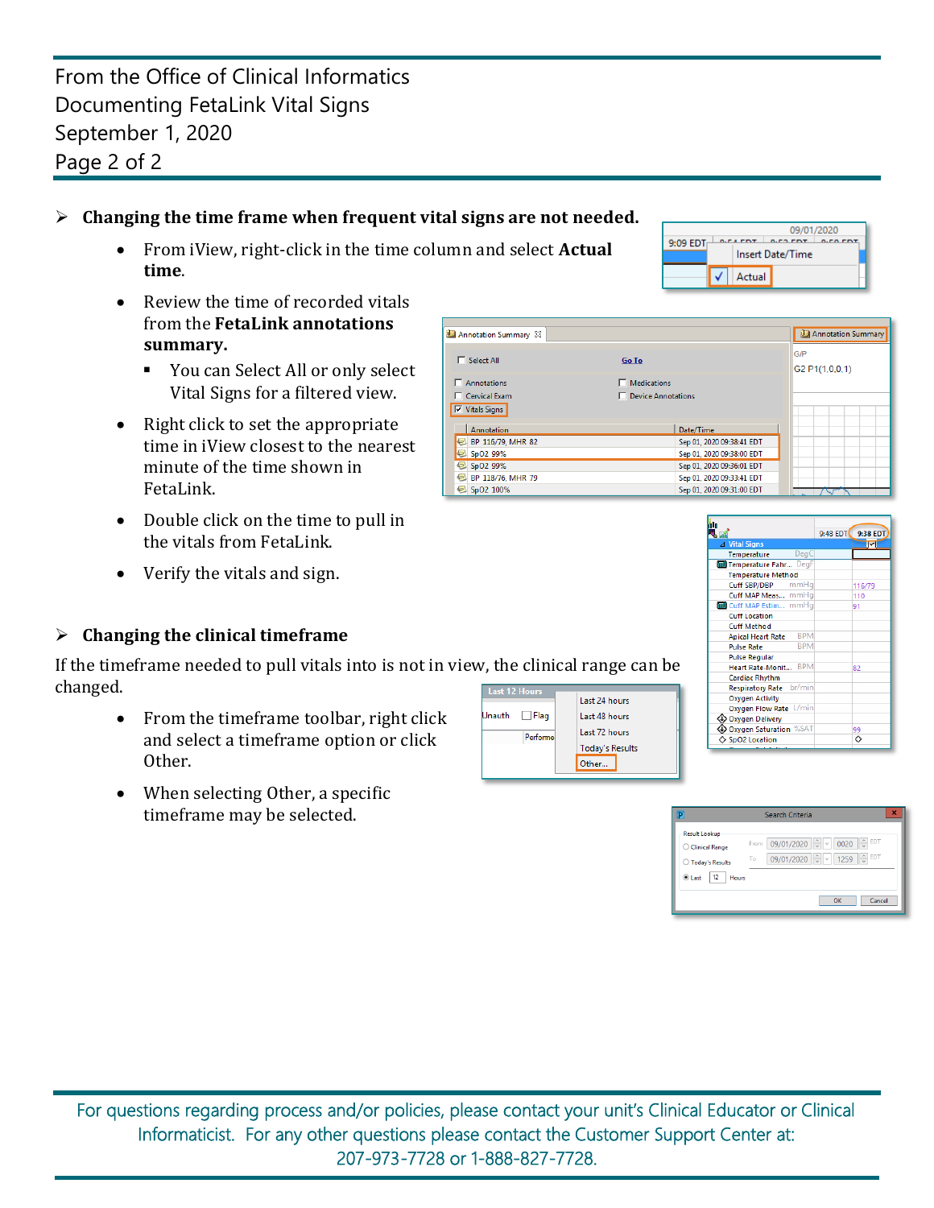- **Changing the time frame when frequent vital signs are not needed.**
  - From iView, right-click in the time column and select **Actual time**.
  - Review the time of recorded vitals from the **FetaLink annotations summary.**
    - You can Select All or only select Vital Signs for a filtered view.
  - Right click to set the appropriate time in iView closest to the nearest minute of the time shown in FetaLink.
  - Double click on the time to pull in the vitals from FetaLink.
  - Verify the vitals and sign.

- **Changing the clinical timeframe**

If the timeframe needed to pull vitals into is not in view, the clinical range can be changed.

- From the timeframe toolbar, right click and select a timeframe option or click Other.
- When selecting Other, a specific timeframe may be selected.

For questions regarding process and/or policies, please contact your unit's Clinical Educator or Clinical Informaticist. For any other questions please contact the Customer Support Center at: 207-973-7728 or 1-888-827-7728.